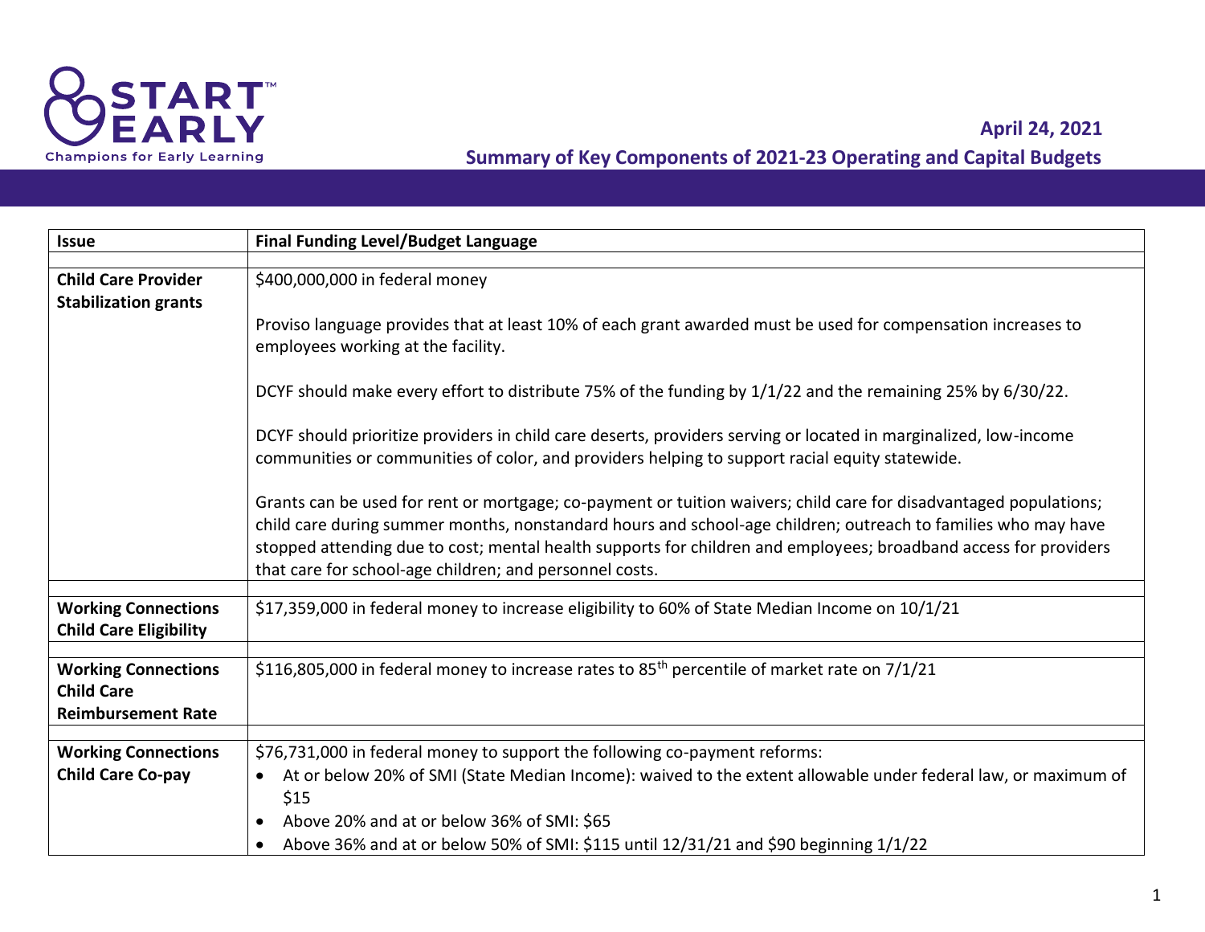START EARLY
Champions for Early Learning

**April 24, 2021**

## Summary of Key Components of 2021-23 Operating and Capital Budgets

| Issue | Final Funding Level/Budget Language |
|---|---|
| **Child Care Provider Stabilization grants** | $400,000,000 in federal money<br><br>Proviso language provides that at least 10% of each grant awarded must be used for compensation increases to employees working at the facility.<br><br>DCYF should make every effort to distribute 75% of the funding by 1/1/22 and the remaining 25% by 6/30/22.<br><br>DCYF should prioritize providers in child care deserts, providers serving or located in marginalized, low-income communities or communities of color, and providers helping to support racial equity statewide.<br><br>Grants can be used for rent or mortgage; co-payment or tuition waivers; child care for disadvantaged populations; child care during summer months, nonstandard hours and school-age children; outreach to families who may have stopped attending due to cost; mental health supports for children and employees; broadband access for providers that care for school-age children; and personnel costs. |
| **Working Connections Child Care Eligibility** | $17,359,000 in federal money to increase eligibility to 60% of State Median Income on 10/1/21 |
| **Working Connections Child Care Reimbursement Rate** | $116,805,000 in federal money to increase rates to 85th percentile of market rate on 7/1/21 |
| **Working Connections Child Care Co-pay** | $76,731,000 in federal money to support the following co-payment reforms:<br>• At or below 20% of SMI (State Median Income): waived to the extent allowable under federal law, or maximum of $15<br>• Above 20% and at or below 36% of SMI: $65<br>• Above 36% and at or below 50% of SMI: $115 until 12/31/21 and $90 beginning 1/1/22 |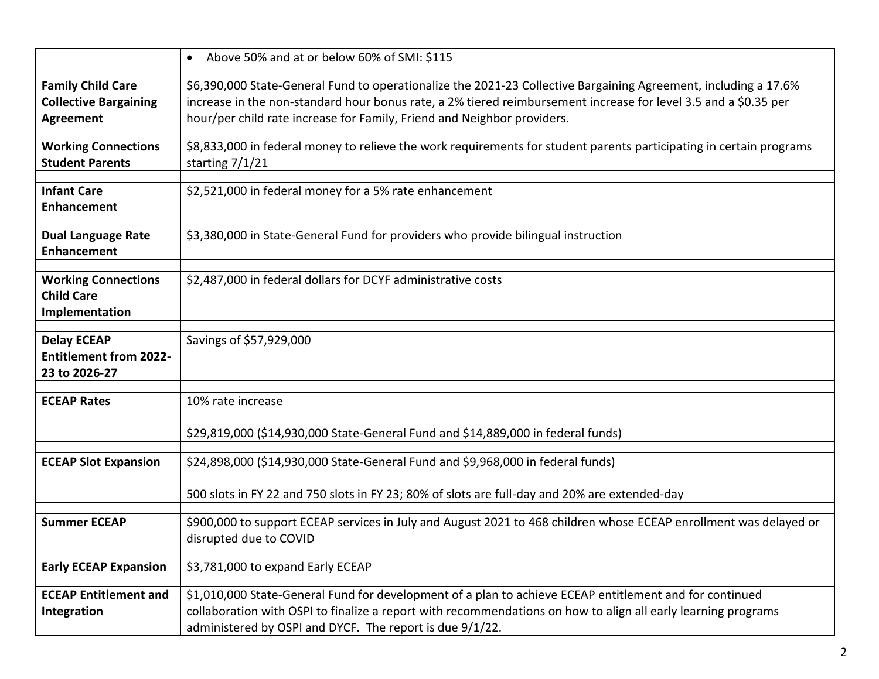| | |
|---|---|
| | • Above 50% and at or below 60% of SMI: $115 |
| **Family Child Care Collective Bargaining Agreement** | $6,390,000 State-General Fund to operationalize the 2021-23 Collective Bargaining Agreement, including a 17.6% increase in the non-standard hour bonus rate, a 2% tiered reimbursement increase for level 3.5 and a $0.35 per hour/per child rate increase for Family, Friend and Neighbor providers. |
| **Working Connections Student Parents** | $8,833,000 in federal money to relieve the work requirements for student parents participating in certain programs starting 7/1/21 |
| **Infant Care Enhancement** | $2,521,000 in federal money for a 5% rate enhancement |
| **Dual Language Rate Enhancement** | $3,380,000 in State-General Fund for providers who provide bilingual instruction |
| **Working Connections Child Care Implementation** | $2,487,000 in federal dollars for DCYF administrative costs |
| **Delay ECEAP Entitlement from 2022-23 to 2026-27** | Savings of $57,929,000 |
| **ECEAP Rates** | 10% rate increase<br><br>$29,819,000 ($14,930,000 State-General Fund and $14,889,000 in federal funds) |
| **ECEAP Slot Expansion** | $24,898,000 ($14,930,000 State-General Fund and $9,968,000 in federal funds)<br><br>500 slots in FY 22 and 750 slots in FY 23; 80% of slots are full-day and 20% are extended-day |
| **Summer ECEAP** | $900,000 to support ECEAP services in July and August 2021 to 468 children whose ECEAP enrollment was delayed or disrupted due to COVID |
| **Early ECEAP Expansion** | $3,781,000 to expand Early ECEAP |
| **ECEAP Entitlement and Integration** | $1,010,000 State-General Fund for development of a plan to achieve ECEAP entitlement and for continued collaboration with OSPI to finalize a report with recommendations on how to align all early learning programs administered by OSPI and DYCF. The report is due 9/1/22. |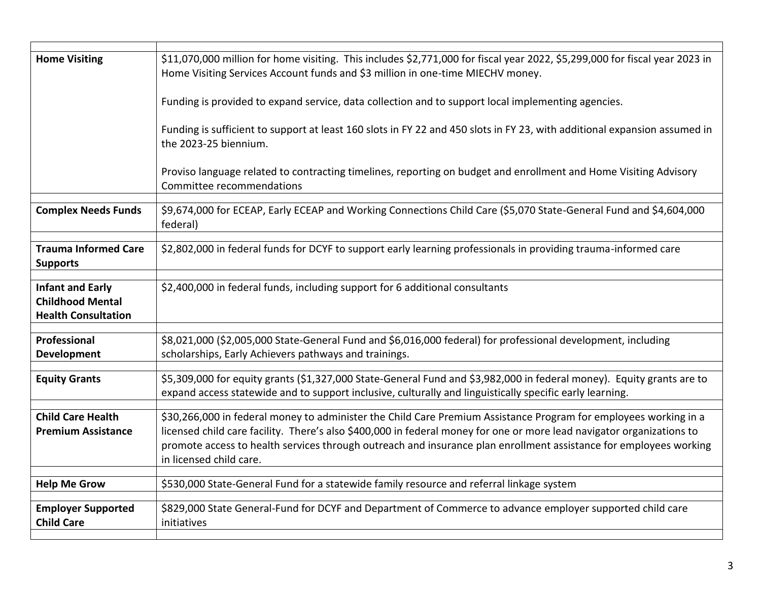| | |
|---|---|
| **Home Visiting** | $11,070,000 million for home visiting. This includes $2,771,000 for fiscal year 2022, $5,299,000 for fiscal year 2023 in Home Visiting Services Account funds and $3 million in one-time MIECHV money.<br><br>Funding is provided to expand service, data collection and to support local implementing agencies.<br><br>Funding is sufficient to support at least 160 slots in FY 22 and 450 slots in FY 23, with additional expansion assumed in the 2023-25 biennium.<br><br>Proviso language related to contracting timelines, reporting on budget and enrollment and Home Visiting Advisory Committee recommendations |
| **Complex Needs Funds** | $9,674,000 for ECEAP, Early ECEAP and Working Connections Child Care ($5,070 State-General Fund and $4,604,000 federal) |
| **Trauma Informed Care Supports** | $2,802,000 in federal funds for DCYF to support early learning professionals in providing trauma-informed care |
| **Infant and Early Childhood Mental Health Consultation** | $2,400,000 in federal funds, including support for 6 additional consultants |
| **Professional Development** | $8,021,000 ($2,005,000 State-General Fund and $6,016,000 federal) for professional development, including scholarships, Early Achievers pathways and trainings. |
| **Equity Grants** | $5,309,000 for equity grants ($1,327,000 State-General Fund and $3,982,000 in federal money). Equity grants are to expand access statewide and to support inclusive, culturally and linguistically specific early learning. |
| **Child Care Health Premium Assistance** | $30,266,000 in federal money to administer the Child Care Premium Assistance Program for employees working in a licensed child care facility. There's also $400,000 in federal money for one or more lead navigator organizations to promote access to health services through outreach and insurance plan enrollment assistance for employees working in licensed child care. |
| **Help Me Grow** | $530,000 State-General Fund for a statewide family resource and referral linkage system |
| **Employer Supported Child Care** | $829,000 State General-Fund for DCYF and Department of Commerce to advance employer supported child care initiatives |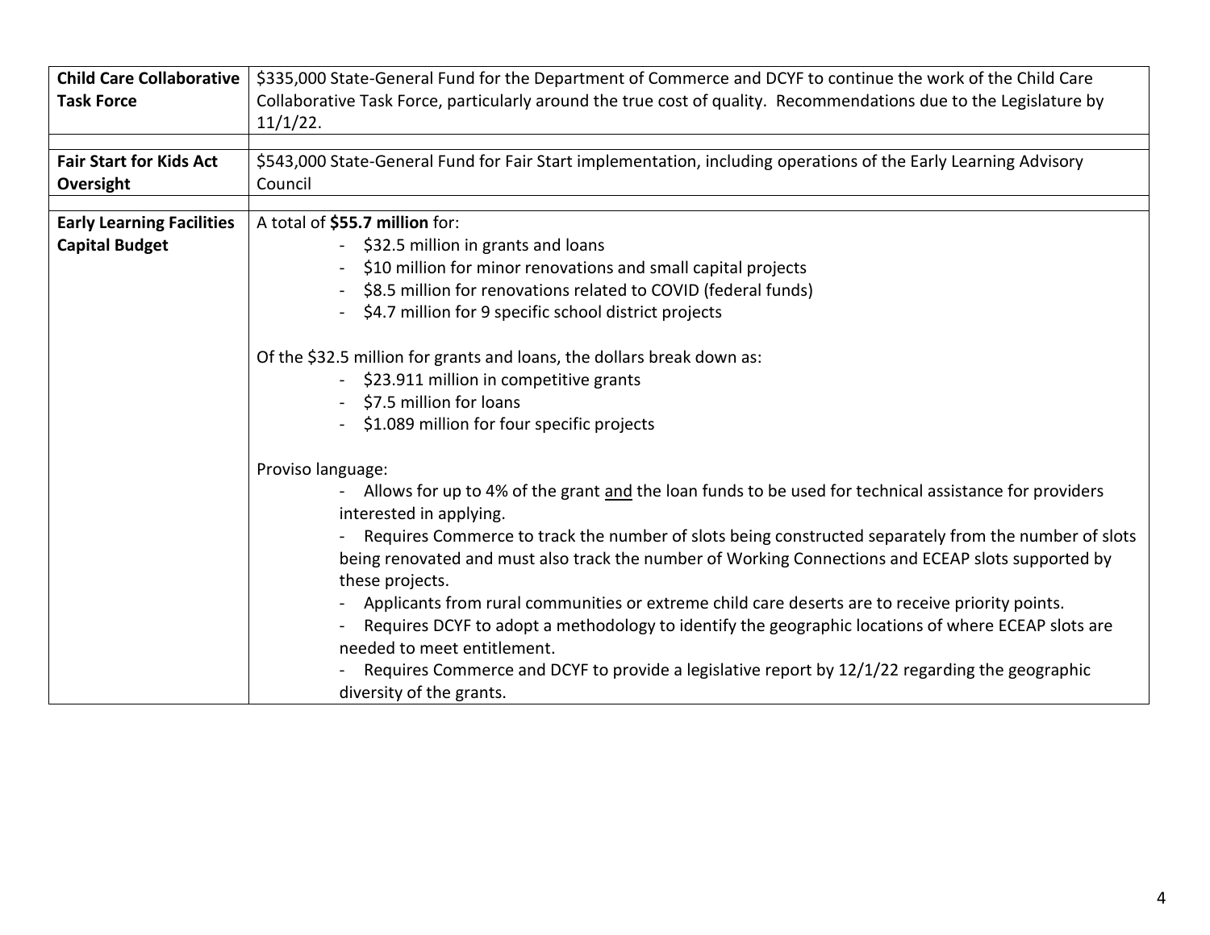| | |
|---|---|
| **Child Care Collaborative Task Force** | $335,000 State-General Fund for the Department of Commerce and DCYF to continue the work of the Child Care Collaborative Task Force, particularly around the true cost of quality. Recommendations due to the Legislature by 11/1/22. |
| | |
| **Fair Start for Kids Act Oversight** | $543,000 State-General Fund for Fair Start implementation, including operations of the Early Learning Advisory Council |
| | |
| **Early Learning Facilities Capital Budget** | A total of **$55.7 million** for:<br>- $32.5 million in grants and loans<br>- $10 million for minor renovations and small capital projects<br>- $8.5 million for renovations related to COVID (federal funds)<br>- $4.7 million for 9 specific school district projects<br><br>Of the $32.5 million for grants and loans, the dollars break down as:<br>- $23.911 million in competitive grants<br>- $7.5 million for loans<br>- $1.089 million for four specific projects<br><br>Proviso language:<br>- Allows for up to 4% of the grant <u>and</u> the loan funds to be used for technical assistance for providers interested in applying.<br>- Requires Commerce to track the number of slots being constructed separately from the number of slots being renovated and must also track the number of Working Connections and ECEAP slots supported by these projects.<br>- Applicants from rural communities or extreme child care deserts are to receive priority points.<br>- Requires DCYF to adopt a methodology to identify the geographic locations of where ECEAP slots are needed to meet entitlement.<br>- Requires Commerce and DCYF to provide a legislative report by 12/1/22 regarding the geographic diversity of the grants. |